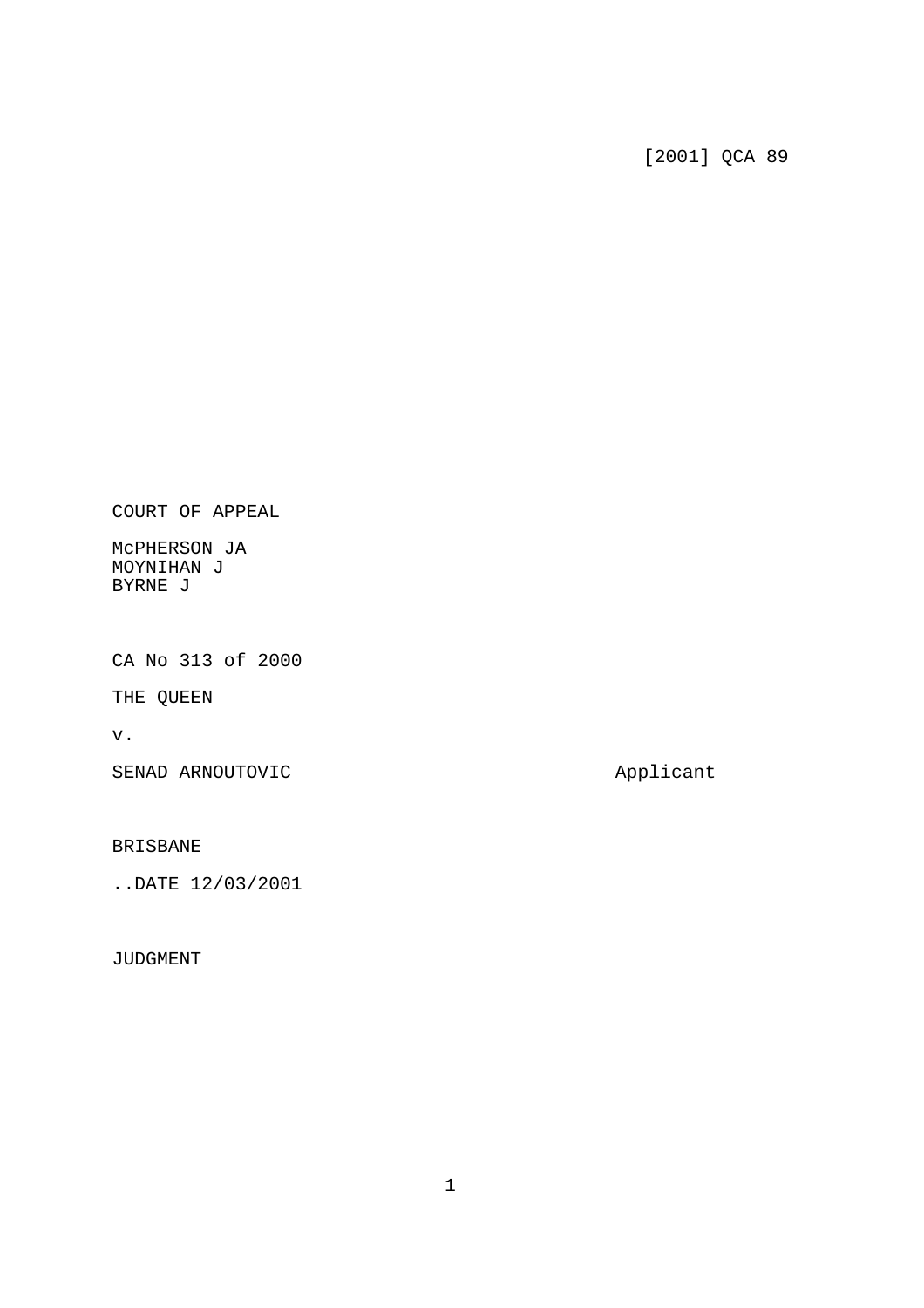[2001] QCA 89

COURT OF APPEAL

McPHERSON JA
MOYNIHAN J
BYRNE J

CA No 313 of 2000

THE QUEEN

v.

SENAD ARNOUTOVIC Applicant

BRISBANE

..DATE 12/03/2001

JUDGMENT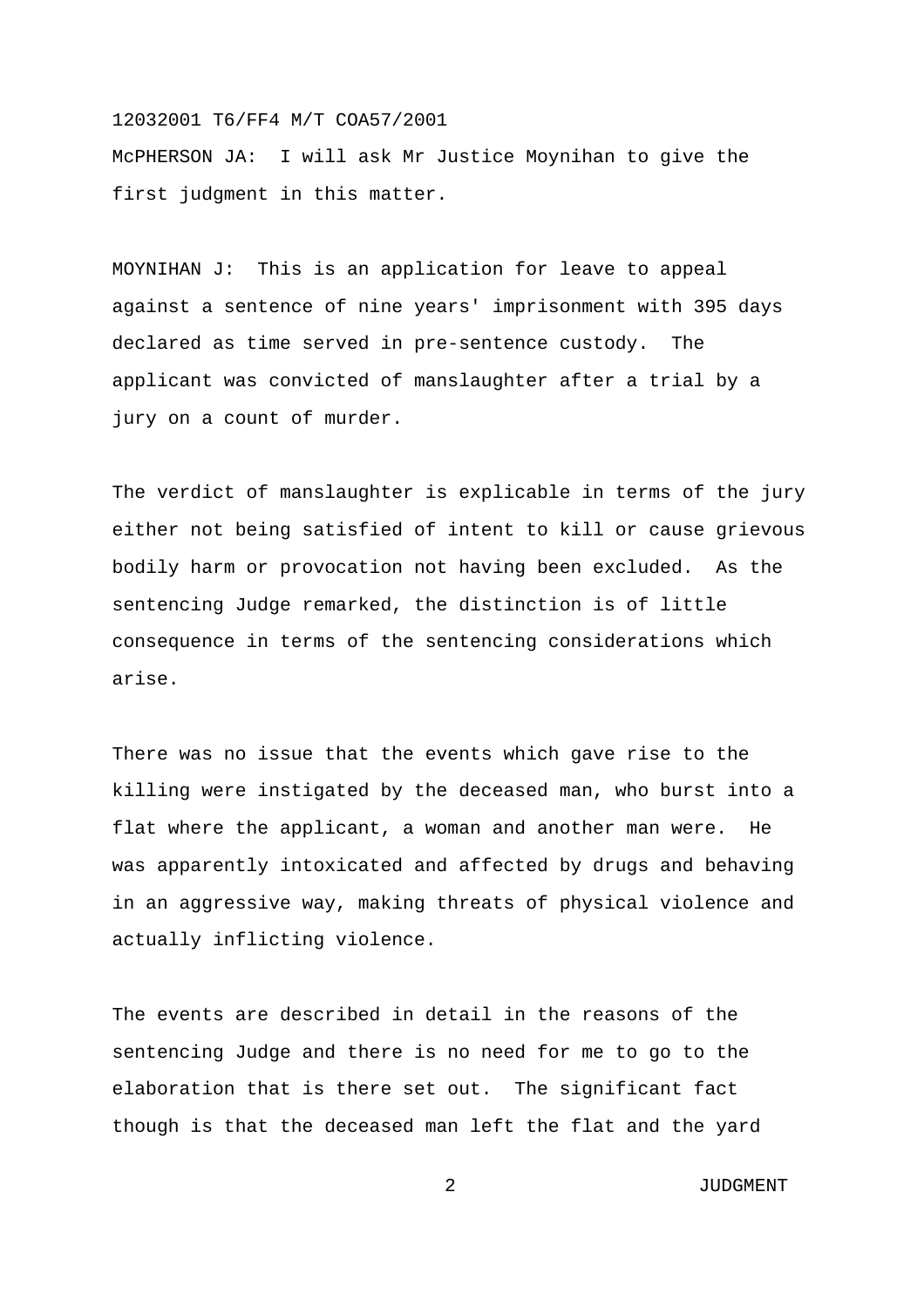12032001 T6/FF4 M/T COA57/2001

McPHERSON JA: I will ask Mr Justice Moynihan to give the first judgment in this matter.

MOYNIHAN J: This is an application for leave to appeal against a sentence of nine years' imprisonment with 395 days declared as time served in pre-sentence custody. The applicant was convicted of manslaughter after a trial by a jury on a count of murder.

The verdict of manslaughter is explicable in terms of the jury either not being satisfied of intent to kill or cause grievous bodily harm or provocation not having been excluded. As the sentencing Judge remarked, the distinction is of little consequence in terms of the sentencing considerations which arise.

There was no issue that the events which gave rise to the killing were instigated by the deceased man, who burst into a flat where the applicant, a woman and another man were. He was apparently intoxicated and affected by drugs and behaving in an aggressive way, making threats of physical violence and actually inflicting violence.

The events are described in detail in the reasons of the sentencing Judge and there is no need for me to go to the elaboration that is there set out. The significant fact though is that the deceased man left the flat and the yard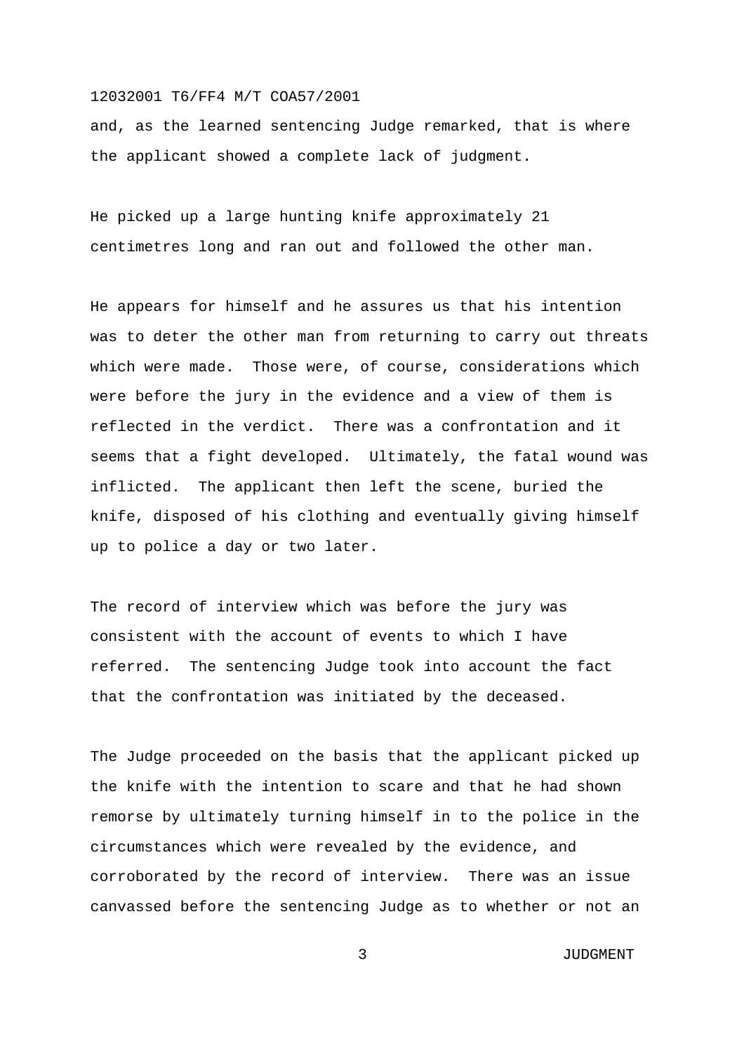and, as the learned sentencing Judge remarked, that is where the applicant showed a complete lack of judgment.

He picked up a large hunting knife approximately 21 centimetres long and ran out and followed the other man.

He appears for himself and he assures us that his intention was to deter the other man from returning to carry out threats which were made. Those were, of course, considerations which were before the jury in the evidence and a view of them is reflected in the verdict. There was a confrontation and it seems that a fight developed. Ultimately, the fatal wound was inflicted. The applicant then left the scene, buried the knife, disposed of his clothing and eventually giving himself up to police a day or two later.

The record of interview which was before the jury was consistent with the account of events to which I have referred. The sentencing Judge took into account the fact that the confrontation was initiated by the deceased.

The Judge proceeded on the basis that the applicant picked up the knife with the intention to scare and that he had shown remorse by ultimately turning himself in to the police in the circumstances which were revealed by the evidence, and corroborated by the record of interview. There was an issue canvassed before the sentencing Judge as to whether or not an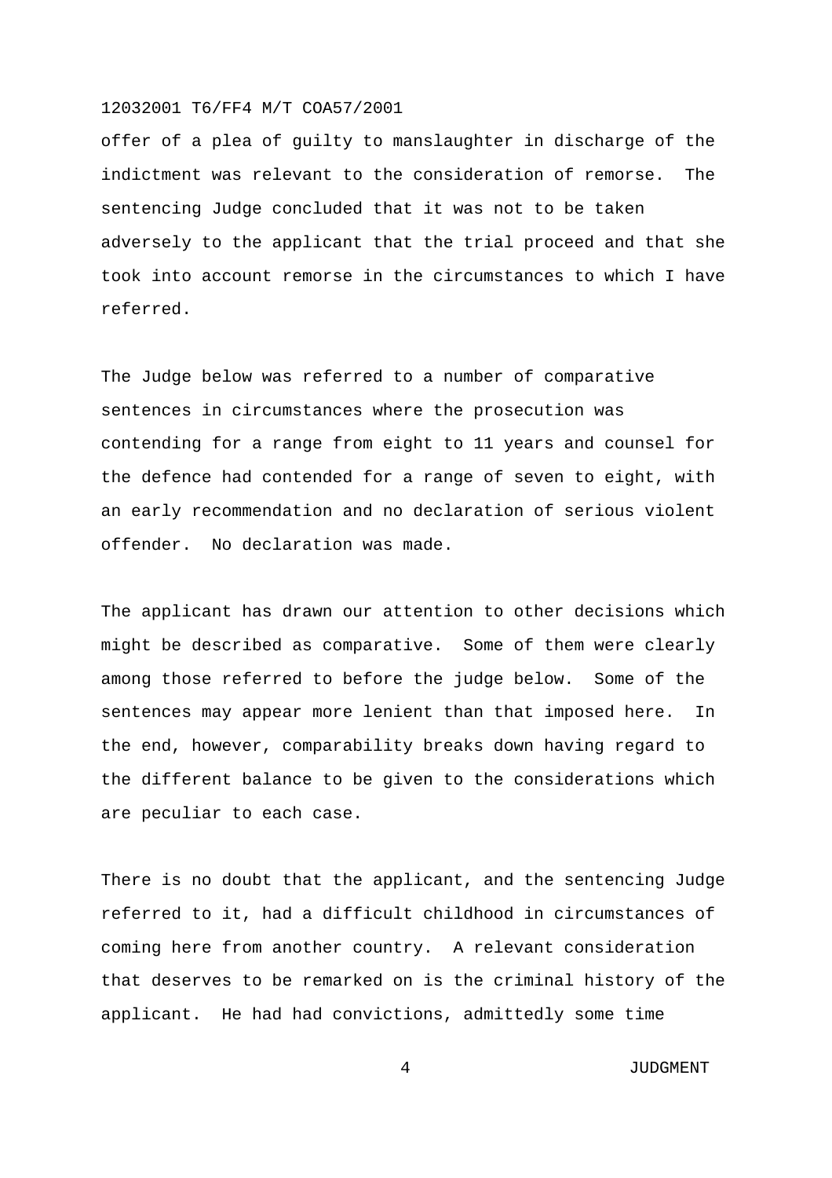offer of a plea of guilty to manslaughter in discharge of the indictment was relevant to the consideration of remorse. The sentencing Judge concluded that it was not to be taken adversely to the applicant that the trial proceed and that she took into account remorse in the circumstances to which I have referred.

The Judge below was referred to a number of comparative sentences in circumstances where the prosecution was contending for a range from eight to 11 years and counsel for the defence had contended for a range of seven to eight, with an early recommendation and no declaration of serious violent offender. No declaration was made.

The applicant has drawn our attention to other decisions which might be described as comparative. Some of them were clearly among those referred to before the judge below. Some of the sentences may appear more lenient than that imposed here. In the end, however, comparability breaks down having regard to the different balance to be given to the considerations which are peculiar to each case.

There is no doubt that the applicant, and the sentencing Judge referred to it, had a difficult childhood in circumstances of coming here from another country. A relevant consideration that deserves to be remarked on is the criminal history of the applicant. He had had convictions, admittedly some time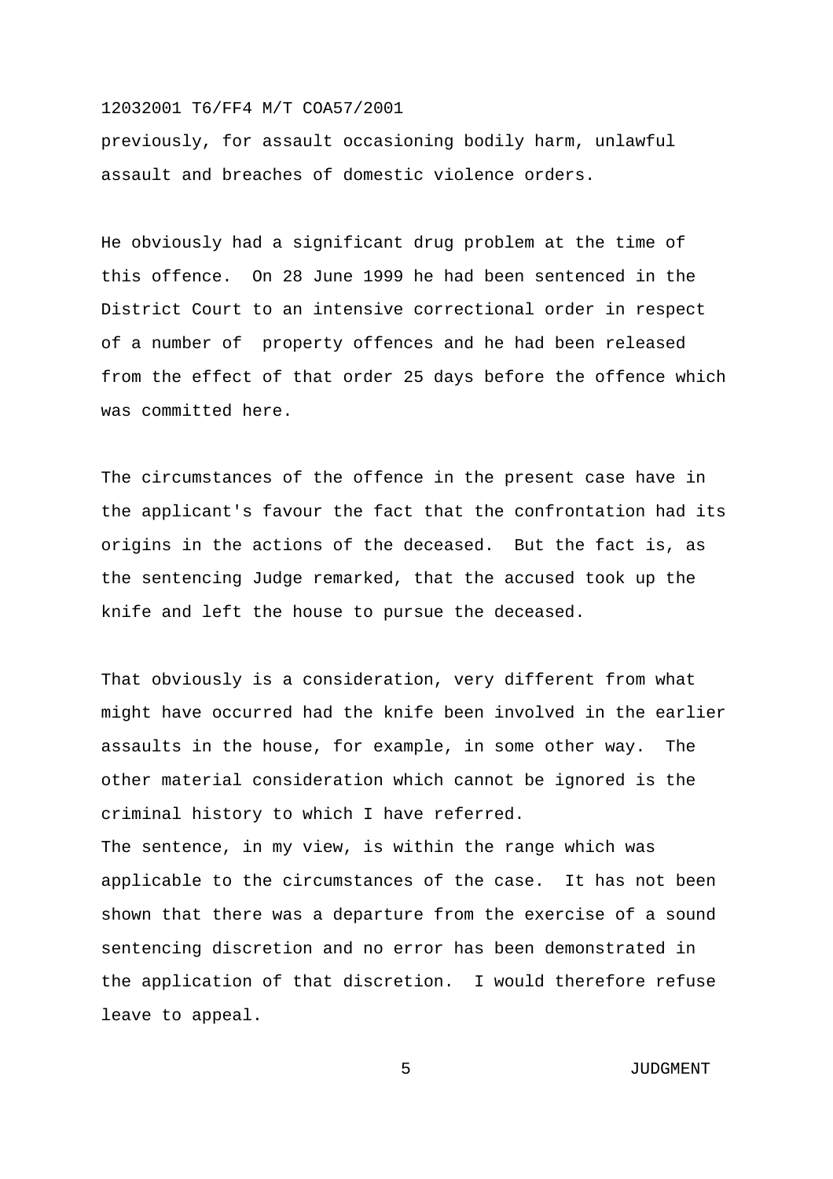previously, for assault occasioning bodily harm, unlawful assault and breaches of domestic violence orders.

He obviously had a significant drug problem at the time of this offence. On 28 June 1999 he had been sentenced in the District Court to an intensive correctional order in respect of a number of property offences and he had been released from the effect of that order 25 days before the offence which was committed here.

The circumstances of the offence in the present case have in the applicant's favour the fact that the confrontation had its origins in the actions of the deceased. But the fact is, as the sentencing Judge remarked, that the accused took up the knife and left the house to pursue the deceased.

That obviously is a consideration, very different from what might have occurred had the knife been involved in the earlier assaults in the house, for example, in some other way. The other material consideration which cannot be ignored is the criminal history to which I have referred.

The sentence, in my view, is within the range which was applicable to the circumstances of the case. It has not been shown that there was a departure from the exercise of a sound sentencing discretion and no error has been demonstrated in the application of that discretion. I would therefore refuse leave to appeal.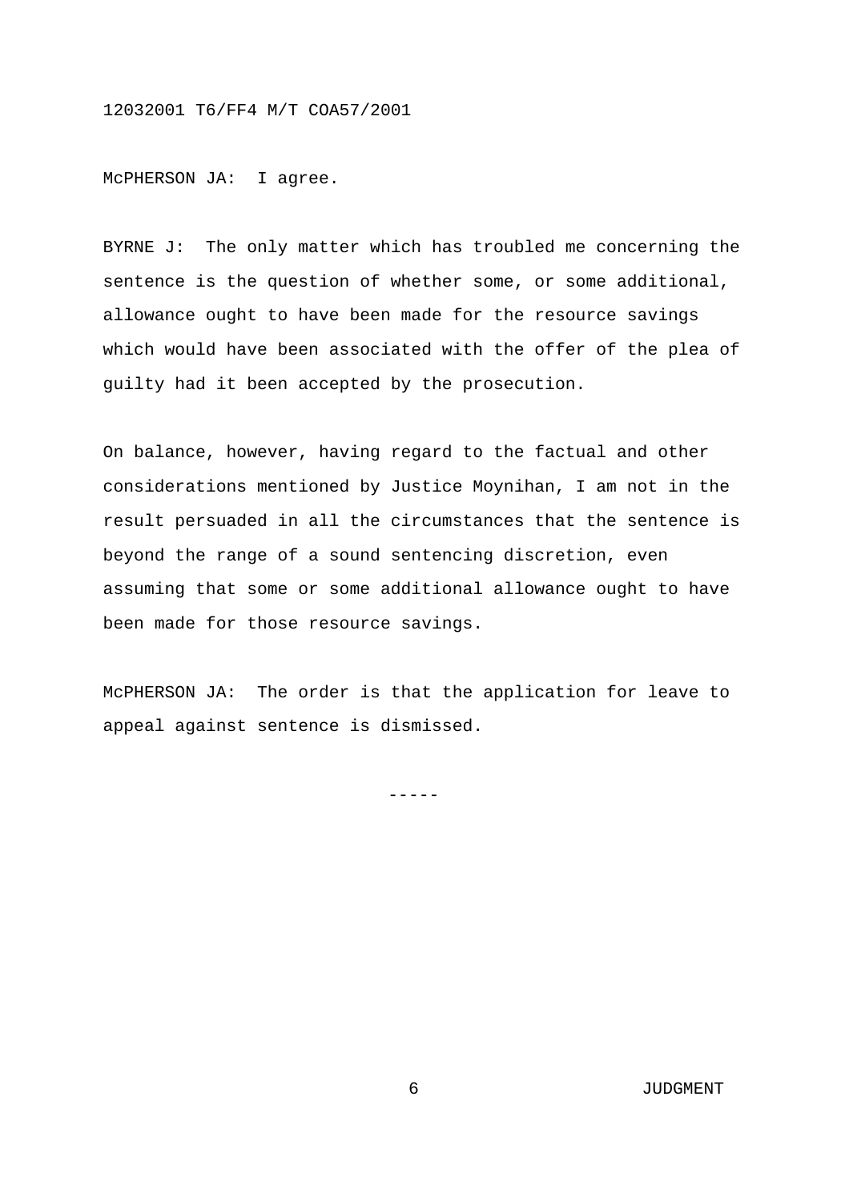12032001 T6/FF4 M/T COA57/2001

McPHERSON JA: I agree.

BYRNE J: The only matter which has troubled me concerning the sentence is the question of whether some, or some additional, allowance ought to have been made for the resource savings which would have been associated with the offer of the plea of guilty had it been accepted by the prosecution.

On balance, however, having regard to the factual and other considerations mentioned by Justice Moynihan, I am not in the result persuaded in all the circumstances that the sentence is beyond the range of a sound sentencing discretion, even assuming that some or some additional allowance ought to have been made for those resource savings.

McPHERSON JA: The order is that the application for leave to appeal against sentence is dismissed.

-----